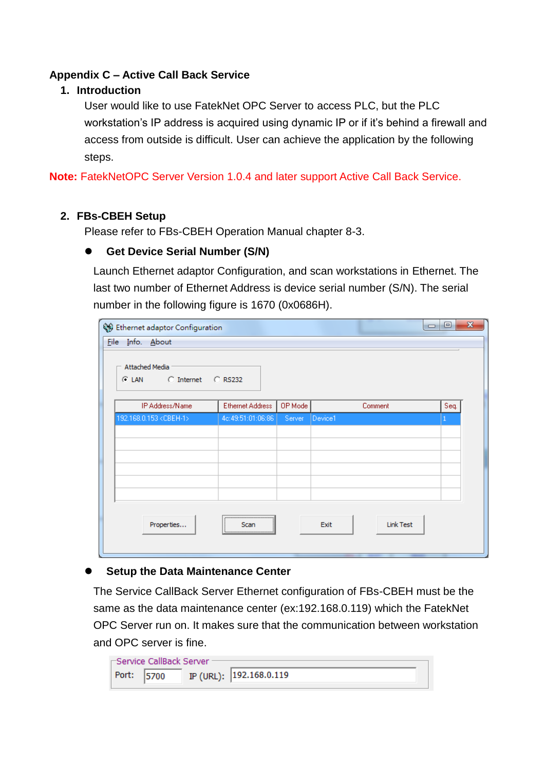# Appendix C – Active Call Back Service

## 1. Introduction

User would like to use FatekNet OPC Server to access PLC, but the PLC workstation's IP address is acquired using dynamic IP or if it's behind a firewall and access from outside is difficult. User can achieve the application by the following steps.

**Note:** FatekNetOPC Server Version 1.0.4 and later support Active Call Back Service.

## 2. FBs-CBEH Setup

Please refer to FBs-CBEH Operation Manual chapter 8-3.

- **Get Device Serial Number (S/N)**

  Launch Ethernet adaptor Configuration, and scan workstations in Ethernet. The last two number of Ethernet Address is device serial number (S/N). The serial number in the following figure is 1670 (0x0686H).

  Ethernet adaptor Configuration

  File Info. About

  Attached Media: (•) LAN ( ) Internet ( ) RS232

  | IP Address/Name | Ethernet Address | OP Mode | Comment | Seq. |
  |---|---|---|---|---|
  | 192.168.0.153 <CBEH-1> | 4c:49:51:01:06:86 | Server | Device1 | 1 |

  Properties... Scan Exit Link Test

- **Setup the Data Maintenance Center**

  The Service CallBack Server Ethernet configuration of FBs-CBEH must be the same as the data maintenance center (ex:192.168.0.119) which the FatekNet OPC Server run on. It makes sure that the communication between workstation and OPC server is fine.

  Service CallBack Server

  Port: 5700 IP (URL): 192.168.0.119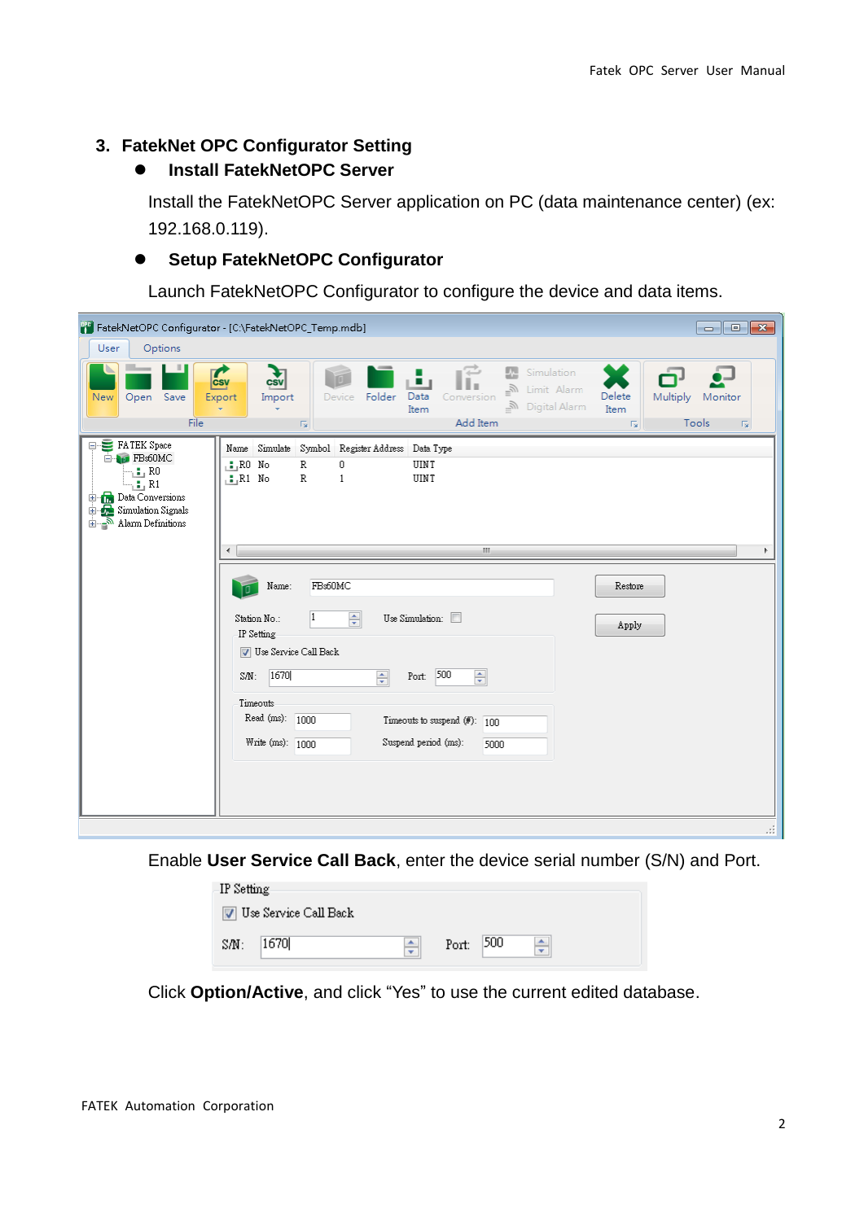## 3. FatekNet OPC Configurator Setting

- **Install FatekNetOPC Server**

  Install the FatekNetOPC Server application on PC (data maintenance center) (ex: 192.168.0.119).

- **Setup FatekNetOPC Configurator**

  Launch FatekNetOPC Configurator to configure the device and data items.

Enable **User Service Call Back**, enter the device serial number (S/N) and Port.

Click **Option/Active**, and click "Yes" to use the current edited database.

FATEK Automation Corporation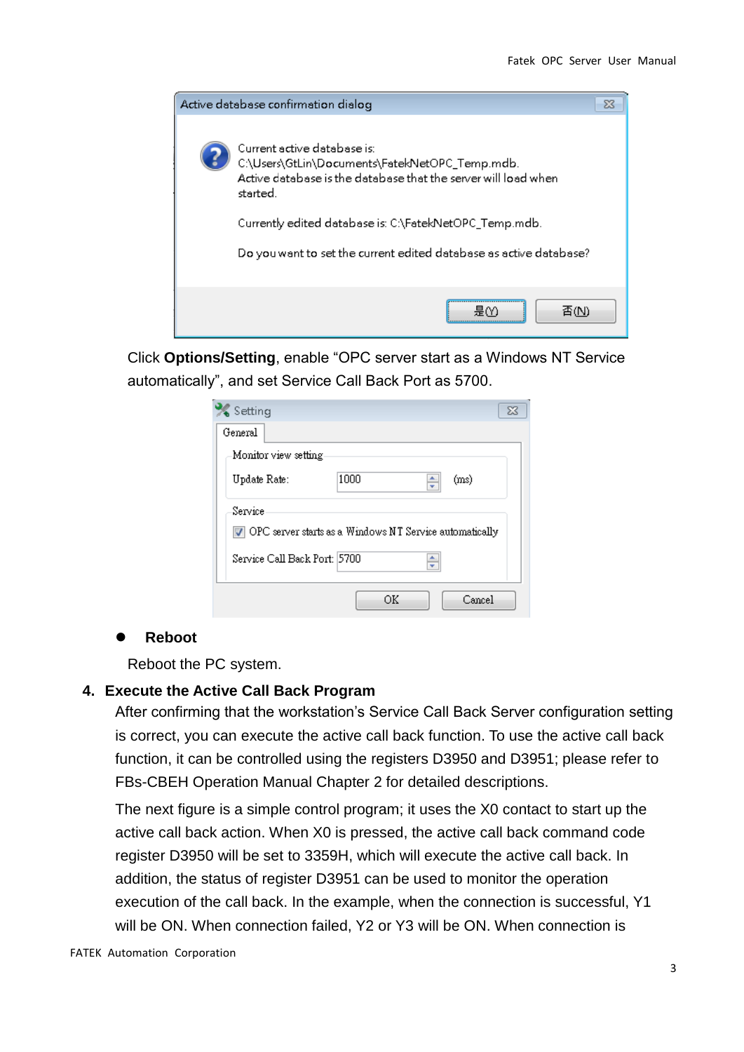Click **Options/Setting**, enable “OPC server start as a Windows NT Service automatically”, and set Service Call Back Port as 5700.

- **Reboot**

Reboot the PC system.

## 4. Execute the Active Call Back Program

After confirming that the workstation’s Service Call Back Server configuration setting is correct, you can execute the active call back function. To use the active call back function, it can be controlled using the registers D3950 and D3951; please refer to FBs-CBEH Operation Manual Chapter 2 for detailed descriptions.

The next figure is a simple control program; it uses the X0 contact to start up the active call back action. When X0 is pressed, the active call back command code register D3950 will be set to 3359H, which will execute the active call back. In addition, the status of register D3951 can be used to monitor the operation execution of the call back. In the example, when the connection is successful, Y1 will be ON. When connection failed, Y2 or Y3 will be ON. When connection is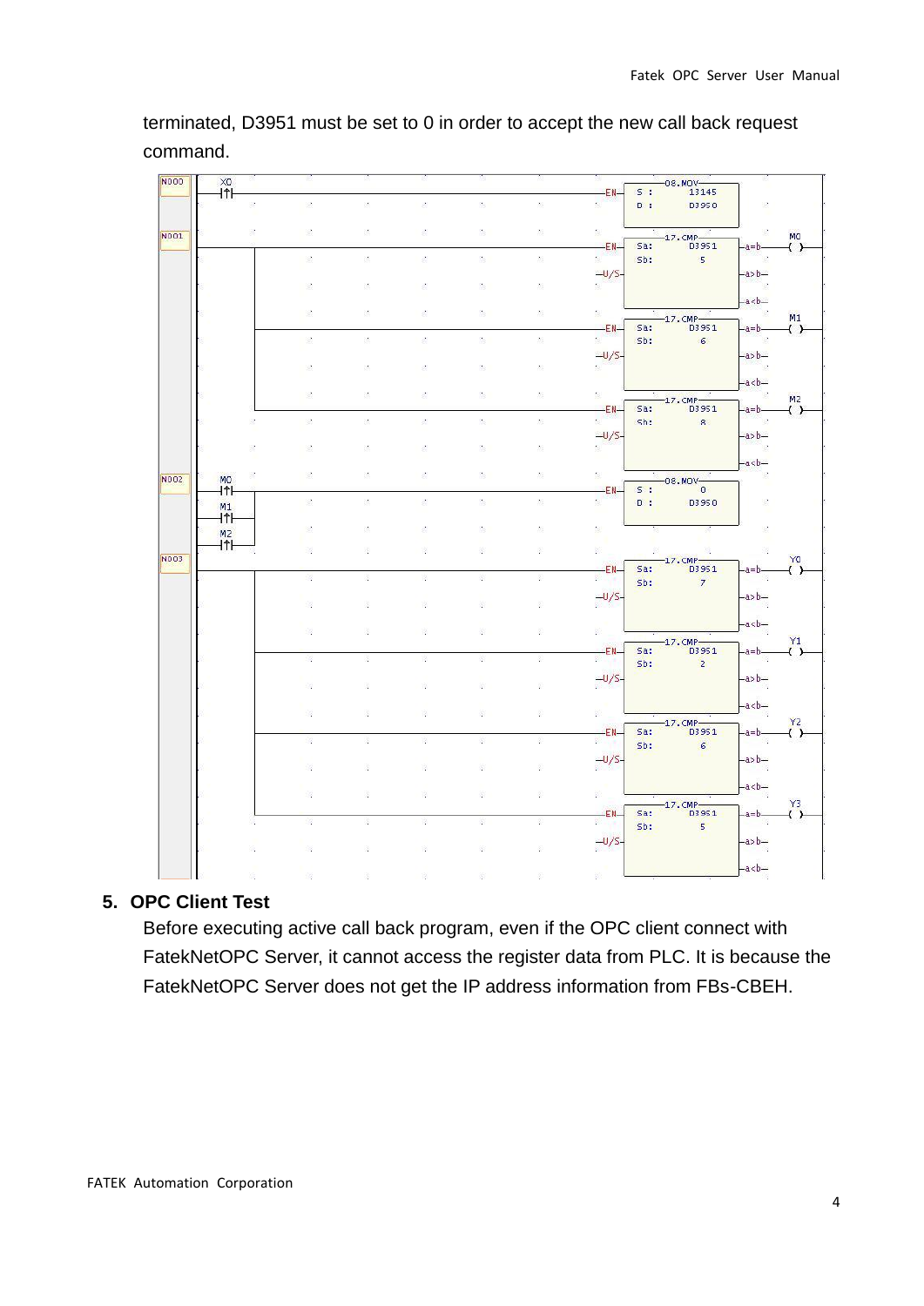terminated, D3951 must be set to 0 in order to accept the new call back request command.

## 5. OPC Client Test

Before executing active call back program, even if the OPC client connect with FatekNetOPC Server, it cannot access the register data from PLC. It is because the FatekNetOPC Server does not get the IP address information from FBs-CBEH.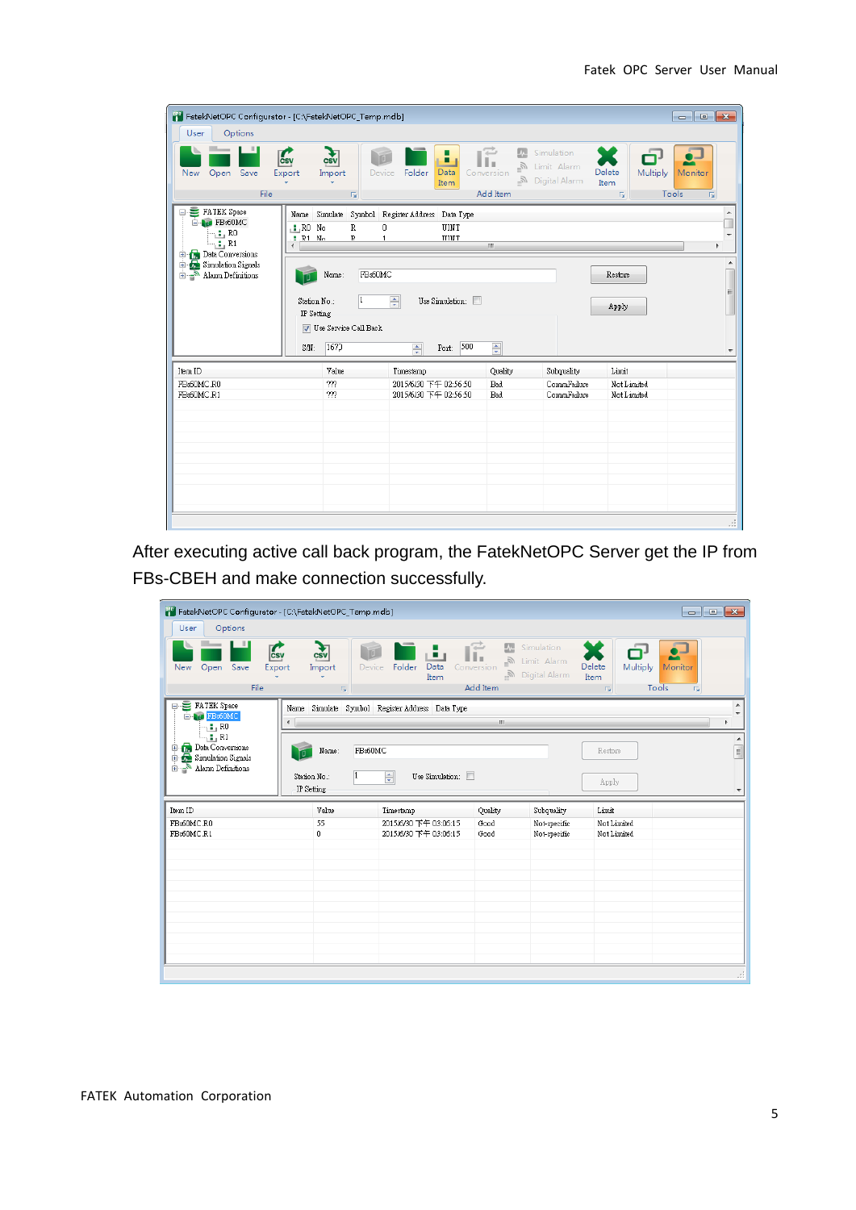After executing active call back program, the FatekNetOPC Server get the IP from FBs-CBEH and make connection successfully.